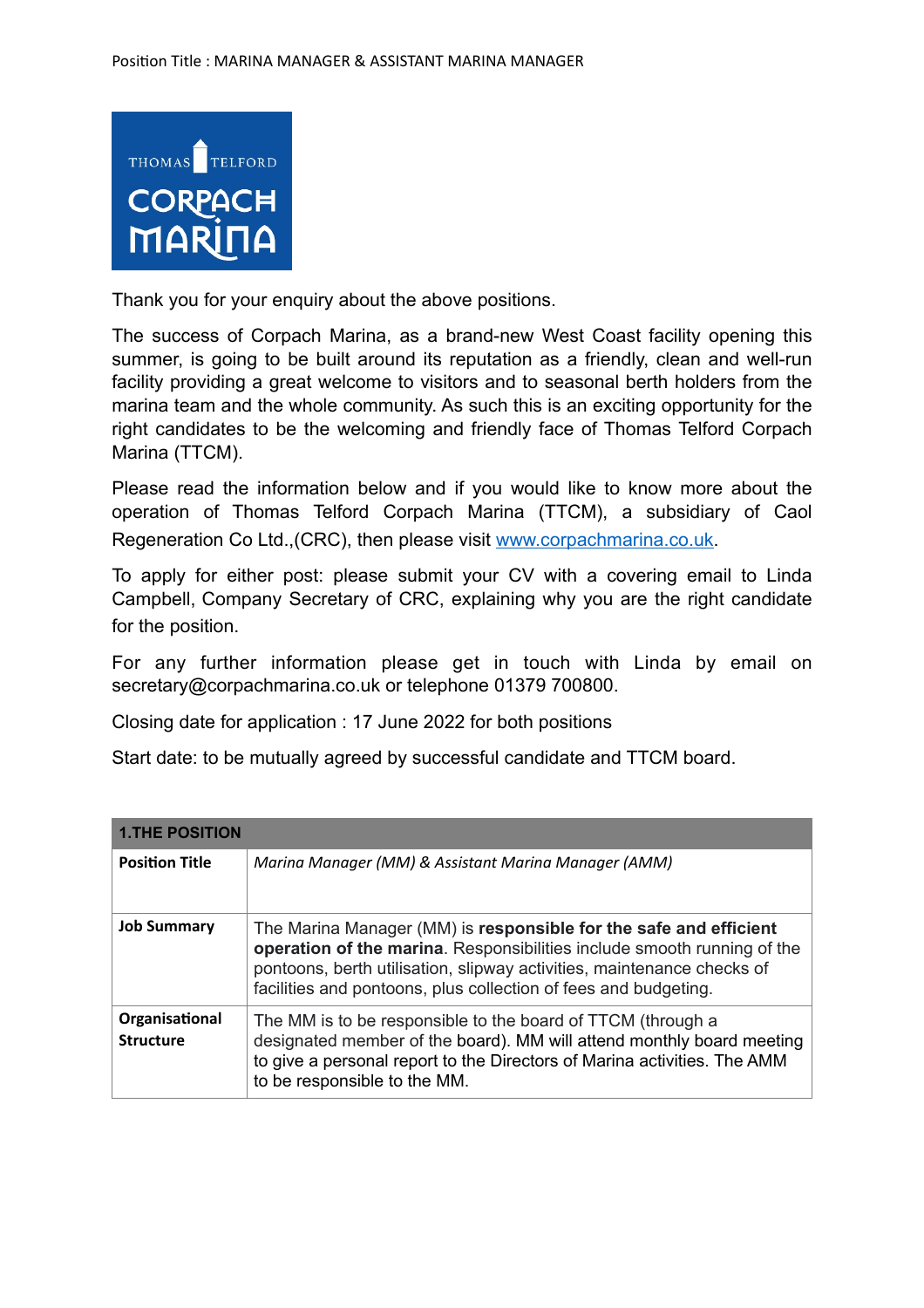Position Title : MARINA MANAGER & ASSISTANT MARINA MANAGER

Thank you for your enquiry about the above positions.

The success of Corpach Marina, as a brand-new West Coast facility opening this summer, is going to be built around its reputation as a friendly, clean and well-run facility providing a great welcome to visitors and to seasonal berth holders from the marina team and the whole community. As such this is an exciting opportunity for the right candidates to be the welcoming and friendly face of Thomas Telford Corpach Marina (TTCM).

Please read the information below and if you would like to know more about the operation of Thomas Telford Corpach Marina (TTCM), a subsidiary of Caol Regeneration Co Ltd.,(CRC), then please visit [www.corpachmarina.co.uk](http://www.corpachmarina.co.uk).

To apply for either post: please submit your CV with a covering email to Linda Campbell, Company Secretary of CRC, explaining why you are the right candidate for the position.

For any further information please get in touch with Linda by email on secretary@corpachmarina.co.uk or telephone 01379 700800.

Closing date for application : 17 June 2022 for both positions

Start date: to be mutually agreed by successful candidate and TTCM board.

| **1.THE POSITION** | |
|---|---|
| **Position Title** | *Marina Manager (MM) & Assistant Marina Manager (AMM)* |
| **Job Summary** | The Marina Manager (MM) is **responsible for the safe and efficient operation of the marina**. Responsibilities include smooth running of the pontoons, berth utilisation, slipway activities, maintenance checks of facilities and pontoons, plus collection of fees and budgeting. |
| **Organisational Structure** | The MM is to be responsible to the board of TTCM (through a designated member of the board). MM will attend monthly board meeting to give a personal report to the Directors of Marina activities. The AMM to be responsible to the MM. |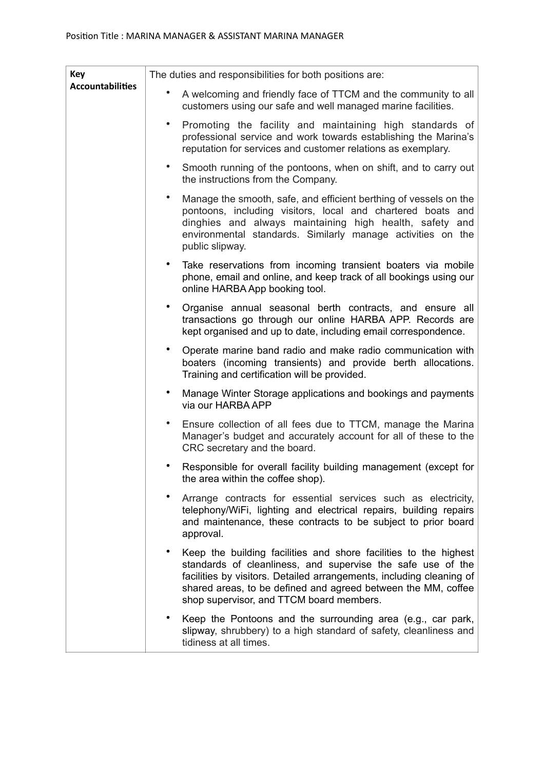| Key Accountabilities | The duties and responsibilities for both positions are: |
|---|---|
| | • A welcoming and friendly face of TTCM and the community to all customers using our safe and well managed marine facilities.<br>• Promoting the facility and maintaining high standards of professional service and work towards establishing the Marina's reputation for services and customer relations as exemplary.<br>• Smooth running of the pontoons, when on shift, and to carry out the instructions from the Company.<br>• Manage the smooth, safe, and efficient berthing of vessels on the pontoons, including visitors, local and chartered boats and dinghies and always maintaining high health, safety and environmental standards. Similarly manage activities on the public slipway.<br>• Take reservations from incoming transient boaters via mobile phone, email and online, and keep track of all bookings using our online HARBA App booking tool.<br>• Organise annual seasonal berth contracts, and ensure all transactions go through our online HARBA APP. Records are kept organised and up to date, including email correspondence.<br>• Operate marine band radio and make radio communication with boaters (incoming transients) and provide berth allocations. Training and certification will be provided.<br>• Manage Winter Storage applications and bookings and payments via our HARBA APP<br>• Ensure collection of all fees due to TTCM, manage the Marina Manager's budget and accurately account for all of these to the CRC secretary and the board.<br>• Responsible for overall facility building management (except for the area within the coffee shop).<br>• Arrange contracts for essential services such as electricity, telephony/WiFi, lighting and electrical repairs, building repairs and maintenance, these contracts to be subject to prior board approval.<br>• Keep the building facilities and shore facilities to the highest standards of cleanliness, and supervise the safe use of the facilities by visitors. Detailed arrangements, including cleaning of shared areas, to be defined and agreed between the MM, coffee shop supervisor, and TTCM board members.<br>• Keep the Pontoons and the surrounding area (e.g., car park, slipway, shrubbery) to a high standard of safety, cleanliness and tidiness at all times. |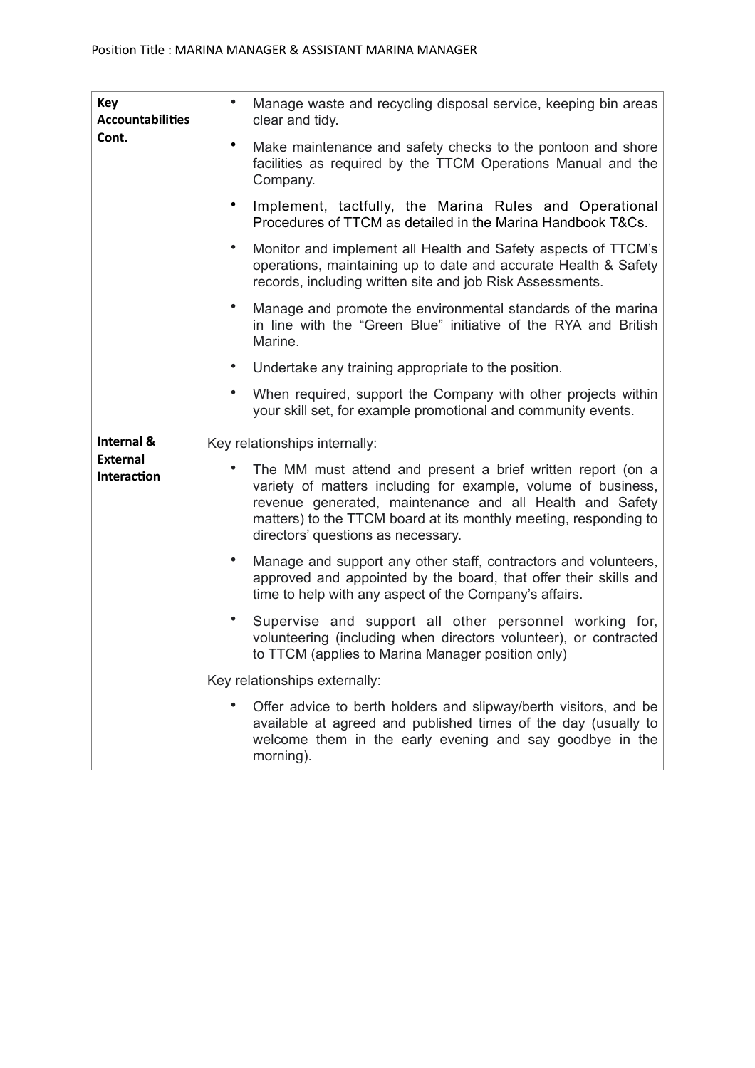| | |
|---|---|
| **Key Accountabilities Cont.** | • Manage waste and recycling disposal service, keeping bin areas clear and tidy.<br>• Make maintenance and safety checks to the pontoon and shore facilities as required by the TTCM Operations Manual and the Company.<br>• Implement, tactfully, the Marina Rules and Operational Procedures of TTCM as detailed in the Marina Handbook T&Cs.<br>• Monitor and implement all Health and Safety aspects of TTCM's operations, maintaining up to date and accurate Health & Safety records, including written site and job Risk Assessments.<br>• Manage and promote the environmental standards of the marina in line with the "Green Blue" initiative of the RYA and British Marine.<br>• Undertake any training appropriate to the position.<br>• When required, support the Company with other projects within your skill set, for example promotional and community events. |
| **Internal & External Interaction** | Key relationships internally:<br>• The MM must attend and present a brief written report (on a variety of matters including for example, volume of business, revenue generated, maintenance and all Health and Safety matters) to the TTCM board at its monthly meeting, responding to directors' questions as necessary.<br>• Manage and support any other staff, contractors and volunteers, approved and appointed by the board, that offer their skills and time to help with any aspect of the Company's affairs.<br>• Supervise and support all other personnel working for, volunteering (including when directors volunteer), or contracted to TTCM (applies to Marina Manager position only)<br>Key relationships externally:<br>• Offer advice to berth holders and slipway/berth visitors, and be available at agreed and published times of the day (usually to welcome them in the early evening and say goodbye in the morning). |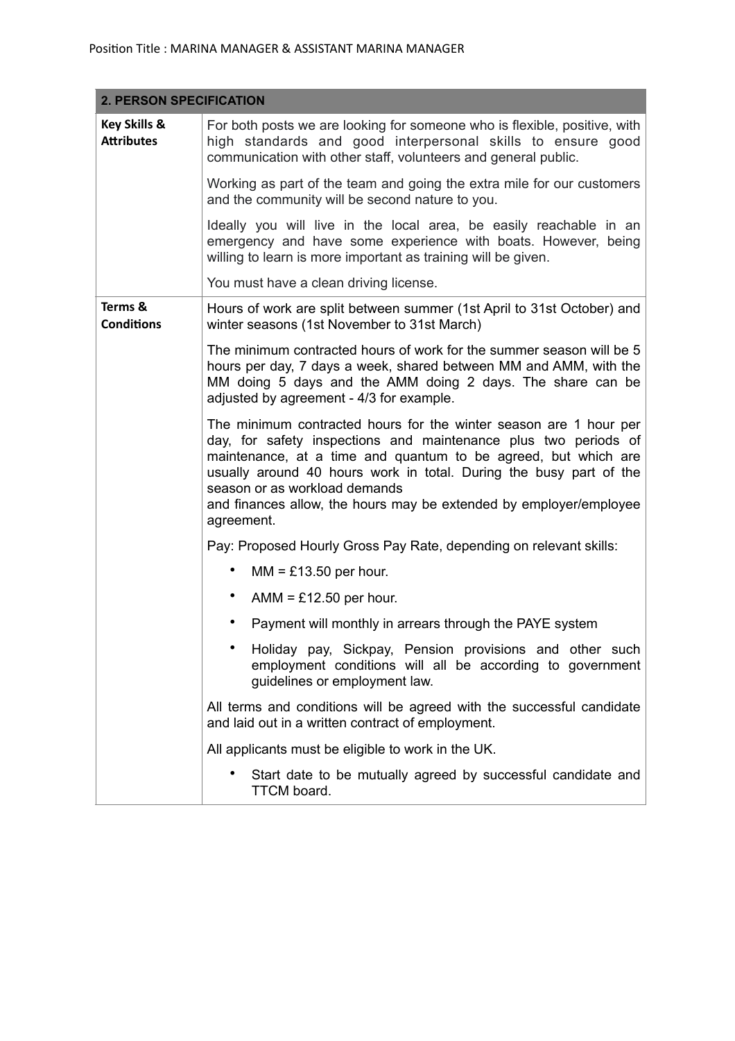| 2. PERSON SPECIFICATION | |
| --- | --- |
| **Key Skills & Attributes** | For both posts we are looking for someone who is flexible, positive, with high standards and good interpersonal skills to ensure good communication with other staff, volunteers and general public.<br><br>Working as part of the team and going the extra mile for our customers and the community will be second nature to you.<br><br>Ideally you will live in the local area, be easily reachable in an emergency and have some experience with boats. However, being willing to learn is more important as training will be given.<br><br>You must have a clean driving license. |
| **Terms & Conditions** | Hours of work are split between summer (1st April to 31st October) and winter seasons (1st November to 31st March)<br><br>The minimum contracted hours of work for the summer season will be 5 hours per day, 7 days a week, shared between MM and AMM, with the MM doing 5 days and the AMM doing 2 days. The share can be adjusted by agreement - 4/3 for example.<br><br>The minimum contracted hours for the winter season are 1 hour per day, for safety inspections and maintenance plus two periods of maintenance, at a time and quantum to be agreed, but which are usually around 40 hours work in total. During the busy part of the season or as workload demands and finances allow, the hours may be extended by employer/employee agreement.<br><br>Pay: Proposed Hourly Gross Pay Rate, depending on relevant skills:<br>• MM = £13.50 per hour.<br>• AMM = £12.50 per hour.<br>• Payment will monthly in arrears through the PAYE system<br>• Holiday pay, Sickpay, Pension provisions and other such employment conditions will all be according to government guidelines or employment law.<br><br>All terms and conditions will be agreed with the successful candidate and laid out in a written contract of employment.<br><br>All applicants must be eligible to work in the UK.<br>• Start date to be mutually agreed by successful candidate and TTCM board. |